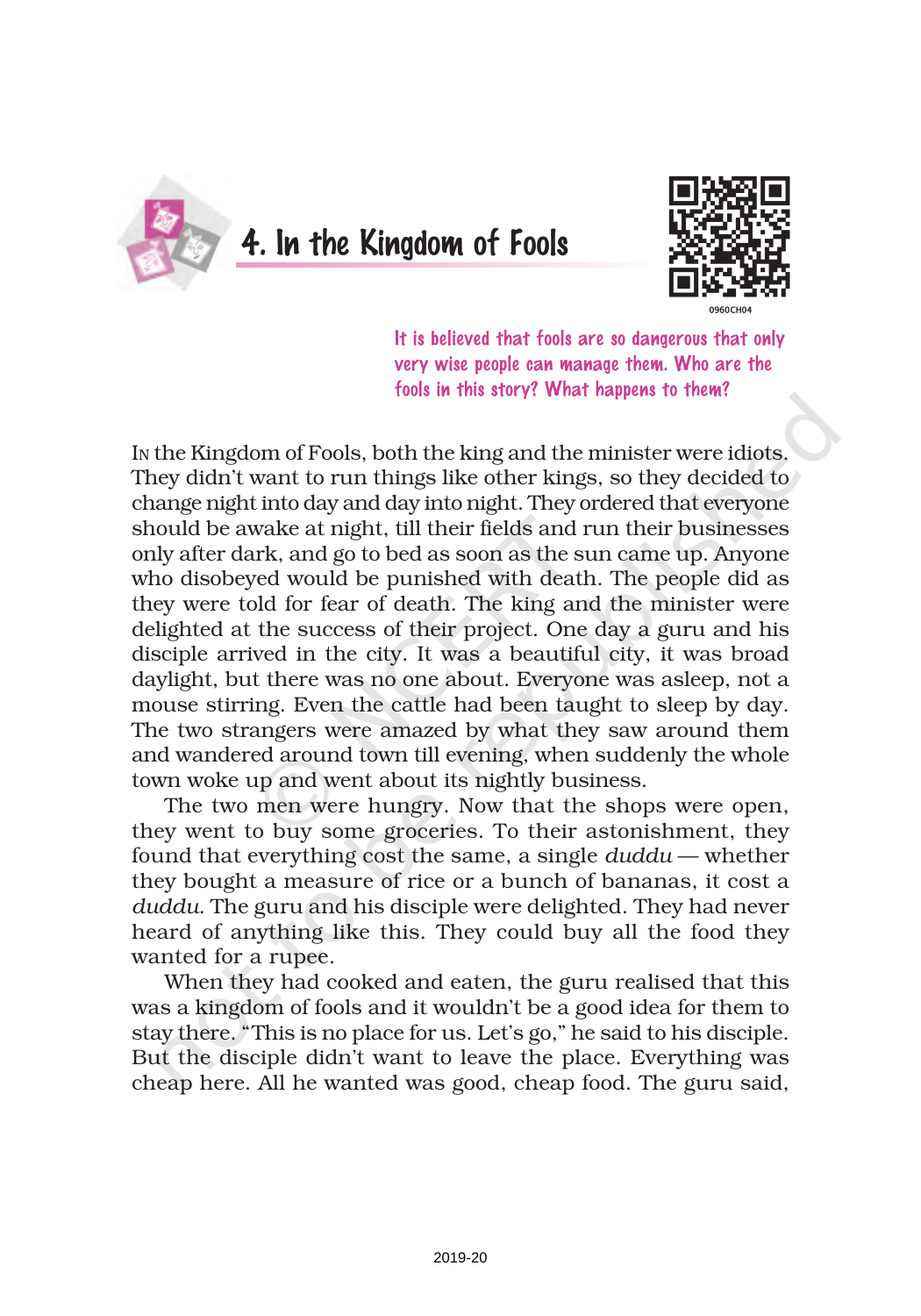# 4. In the Kingdom of Fools

0960CH04

*It is believed that fools are so dangerous that only very wise people can manage them. Who are the fools in this story? What happens to them?*

In the Kingdom of Fools, both the king and the minister were idiots. They didn't want to run things like other kings, so they decided to change night into day and day into night. They ordered that everyone should be awake at night, till their fields and run their businesses only after dark, and go to bed as soon as the sun came up. Anyone who disobeyed would be punished with death. The people did as they were told for fear of death. The king and the minister were delighted at the success of their project. One day a guru and his disciple arrived in the city. It was a beautiful city, it was broad daylight, but there was no one about. Everyone was asleep, not a mouse stirring. Even the cattle had been taught to sleep by day. The two strangers were amazed by what they saw around them and wandered around town till evening, when suddenly the whole town woke up and went about its nightly business.

The two men were hungry. Now that the shops were open, they went to buy some groceries. To their astonishment, they found that everything cost the same, a single *duddu* — whether they bought a measure of rice or a bunch of bananas, it cost a *duddu*. The guru and his disciple were delighted. They had never heard of anything like this. They could buy all the food they wanted for a rupee.

When they had cooked and eaten, the guru realised that this was a kingdom of fools and it wouldn't be a good idea for them to stay there. "This is no place for us. Let's go," he said to his disciple. But the disciple didn't want to leave the place. Everything was cheap here. All he wanted was good, cheap food. The guru said,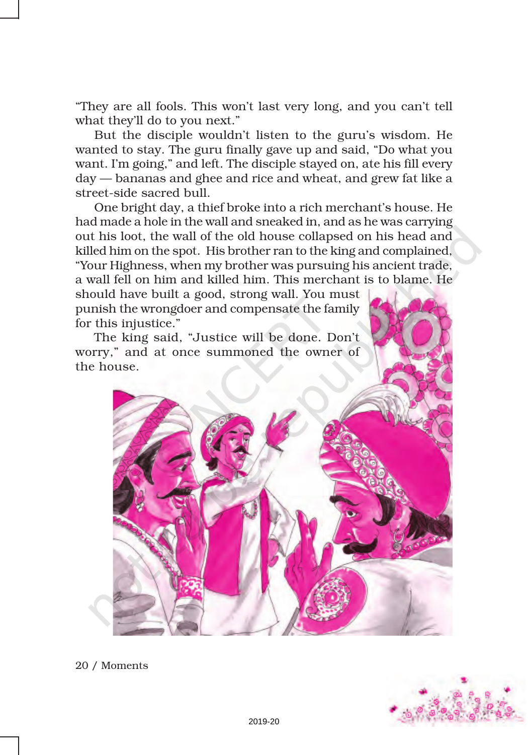"They are all fools. This won't last very long, and you can't tell what they'll do to you next."

But the disciple wouldn't listen to the guru's wisdom. He wanted to stay. The guru finally gave up and said, "Do what you want. I'm going," and left. The disciple stayed on, ate his fill every day — bananas and ghee and rice and wheat, and grew fat like a street-side sacred bull.

One bright day, a thief broke into a rich merchant's house. He had made a hole in the wall and sneaked in, and as he was carrying out his loot, the wall of the old house collapsed on his head and killed him on the spot. His brother ran to the king and complained, "Your Highness, when my brother was pursuing his ancient trade, a wall fell on him and killed him. This merchant is to blame. He should have built a good, strong wall. You must punish the wrongdoer and compensate the family for this injustice."

The king said, "Justice will be done. Don't worry," and at once summoned the owner of the house.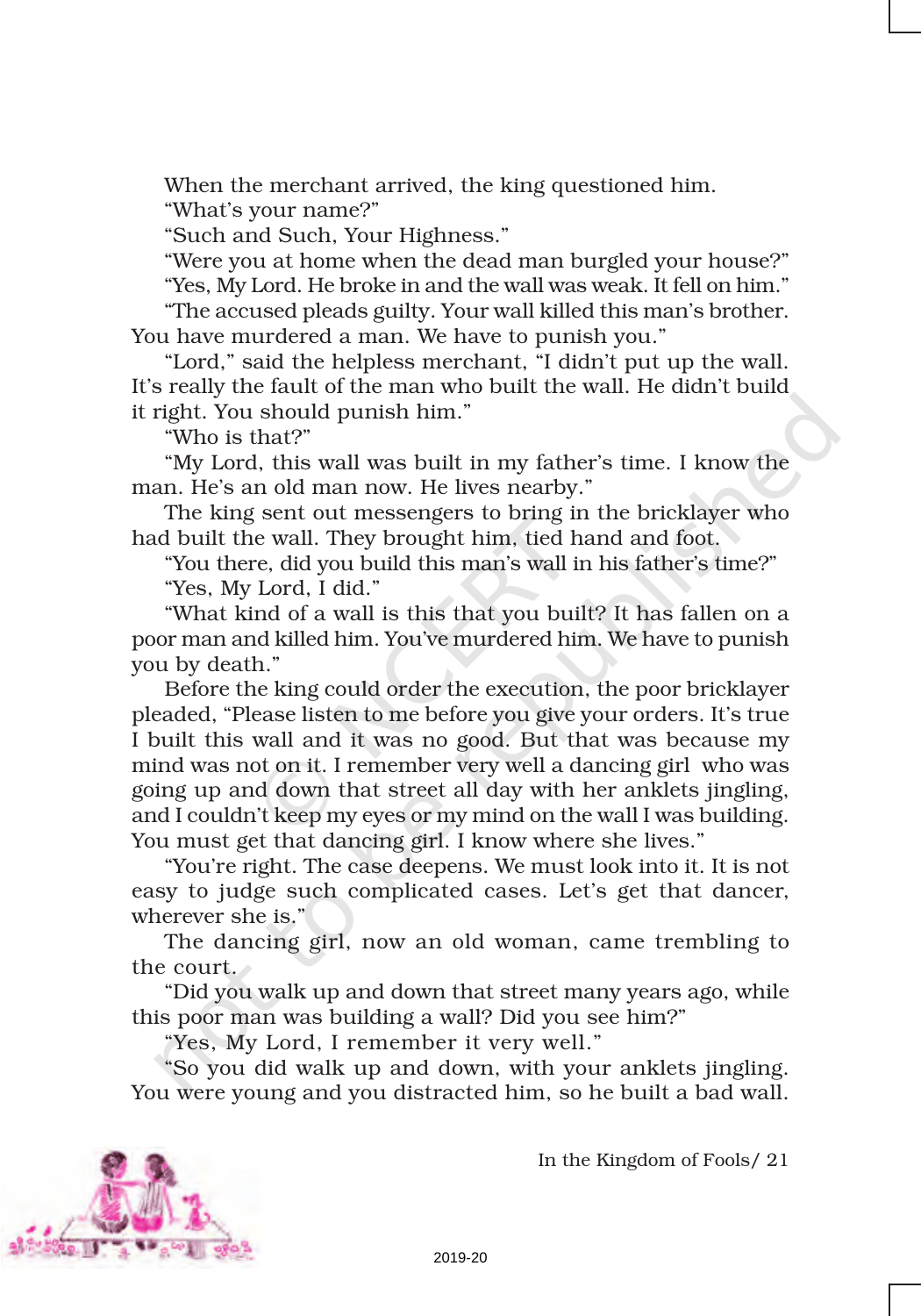When the merchant arrived, the king questioned him.

"What's your name?"

"Such and Such, Your Highness."

"Were you at home when the dead man burgled your house?"

"Yes, My Lord. He broke in and the wall was weak. It fell on him."

"The accused pleads guilty. Your wall killed this man's brother. You have murdered a man. We have to punish you."

"Lord," said the helpless merchant, "I didn't put up the wall. It's really the fault of the man who built the wall. He didn't build it right. You should punish him."

"Who is that?"

"My Lord, this wall was built in my father's time. I know the man. He's an old man now. He lives nearby."

The king sent out messengers to bring in the bricklayer who had built the wall. They brought him, tied hand and foot.

"You there, did you build this man's wall in his father's time?"

"Yes, My Lord, I did."

"What kind of a wall is this that you built? It has fallen on a poor man and killed him. You've murdered him. We have to punish you by death."

Before the king could order the execution, the poor bricklayer pleaded, "Please listen to me before you give your orders. It's true I built this wall and it was no good. But that was because my mind was not on it. I remember very well a dancing girl who was going up and down that street all day with her anklets jingling, and I couldn't keep my eyes or my mind on the wall I was building. You must get that dancing girl. I know where she lives."

"You're right. The case deepens. We must look into it. It is not easy to judge such complicated cases. Let's get that dancer, wherever she is."

The dancing girl, now an old woman, came trembling to the court.

"Did you walk up and down that street many years ago, while this poor man was building a wall? Did you see him?"

"Yes, My Lord, I remember it very well."

"So you did walk up and down, with your anklets jingling. You were young and you distracted him, so he built a bad wall.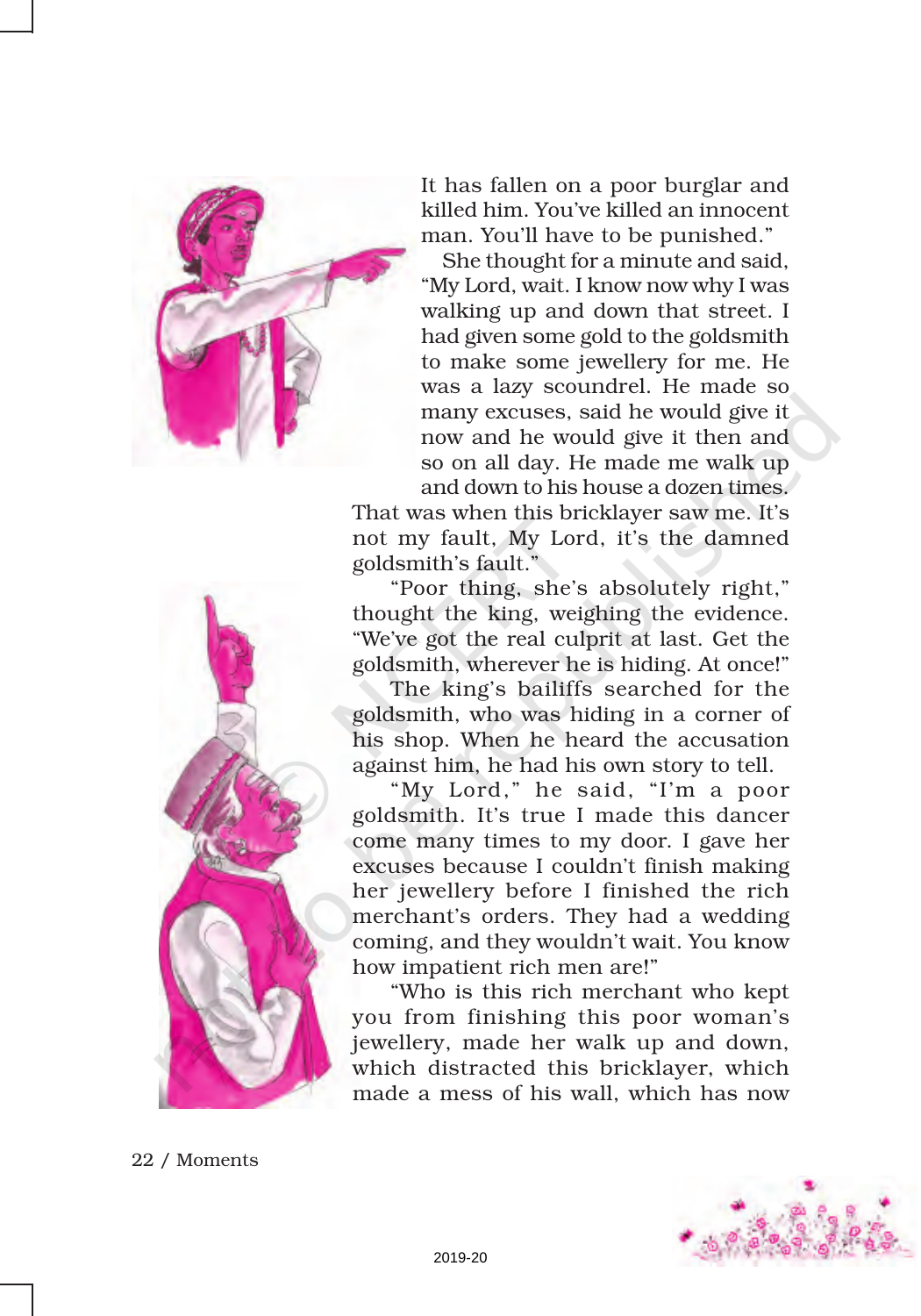It has fallen on a poor burglar and killed him. You've killed an innocent man. You'll have to be punished."

She thought for a minute and said, "My Lord, wait. I know now why I was walking up and down that street. I had given some gold to the goldsmith to make some jewellery for me. He was a lazy scoundrel. He made so many excuses, said he would give it now and he would give it then and so on all day. He made me walk up and down to his house a dozen times. That was when this bricklayer saw me. It's not my fault, My Lord, it's the damned goldsmith's fault."

"Poor thing, she's absolutely right," thought the king, weighing the evidence. "We've got the real culprit at last. Get the goldsmith, wherever he is hiding. At once!"

The king's bailiffs searched for the goldsmith, who was hiding in a corner of his shop. When he heard the accusation against him, he had his own story to tell.

"My Lord," he said, "I'm a poor goldsmith. It's true I made this dancer come many times to my door. I gave her excuses because I couldn't finish making her jewellery before I finished the rich merchant's orders. They had a wedding coming, and they wouldn't wait. You know how impatient rich men are!"

"Who is this rich merchant who kept you from finishing this poor woman's jewellery, made her walk up and down, which distracted this bricklayer, which made a mess of his wall, which has now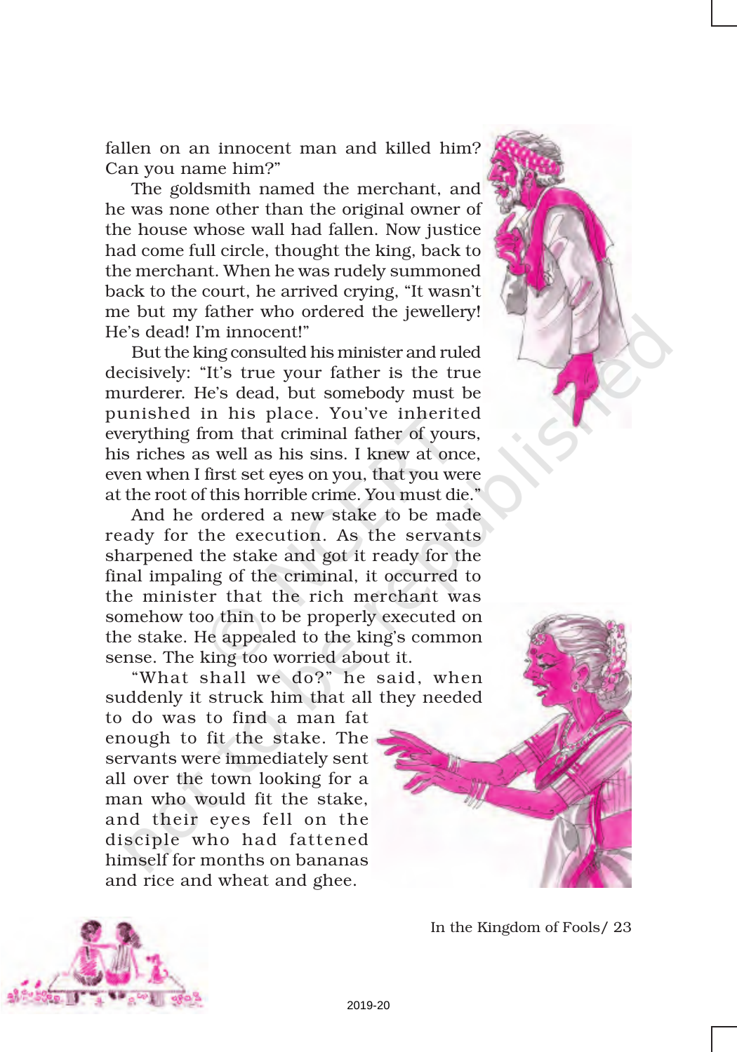fallen on an innocent man and killed him? Can you name him?"

The goldsmith named the merchant, and he was none other than the original owner of the house whose wall had fallen. Now justice had come full circle, thought the king, back to the merchant. When he was rudely summoned back to the court, he arrived crying, "It wasn't me but my father who ordered the jewellery! He's dead! I'm innocent!"

But the king consulted his minister and ruled decisively: "It's true your father is the true murderer. He's dead, but somebody must be punished in his place. You've inherited everything from that criminal father of yours, his riches as well as his sins. I knew at once, even when I first set eyes on you, that you were at the root of this horrible crime. You must die."

And he ordered a new stake to be made ready for the execution. As the servants sharpened the stake and got it ready for the final impaling of the criminal, it occurred to the minister that the rich merchant was somehow too thin to be properly executed on the stake. He appealed to the king's common sense. The king too worried about it.

"What shall we do?" he said, when suddenly it struck him that all they needed to do was to find a man fat enough to fit the stake. The servants were immediately sent all over the town looking for a man who would fit the stake, and their eyes fell on the disciple who had fattened himself for months on bananas and rice and wheat and ghee.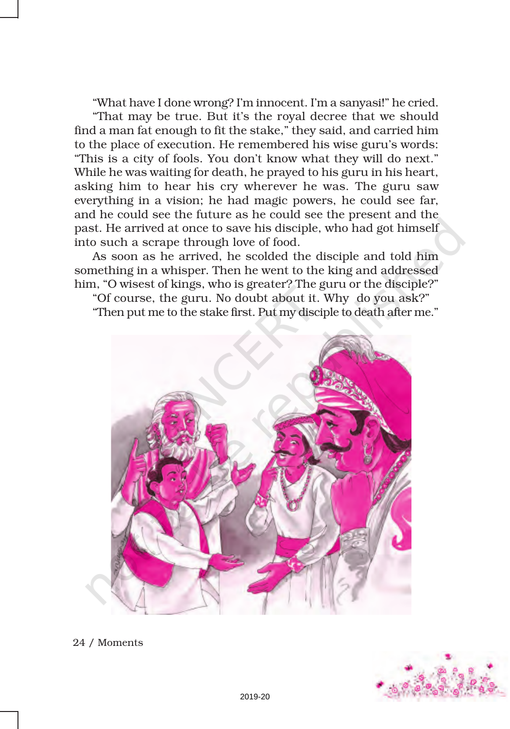"What have I done wrong? I'm innocent. I'm a sanyasi!" he cried.

"That may be true. But it's the royal decree that we should find a man fat enough to fit the stake," they said, and carried him to the place of execution. He remembered his wise guru's words: "This is a city of fools. You don't know what they will do next." While he was waiting for death, he prayed to his guru in his heart, asking him to hear his cry wherever he was. The guru saw everything in a vision; he had magic powers, he could see far, and he could see the future as he could see the present and the past. He arrived at once to save his disciple, who had got himself into such a scrape through love of food.

As soon as he arrived, he scolded the disciple and told him something in a whisper. Then he went to the king and addressed him, "O wisest of kings, who is greater? The guru or the disciple?"

"Of course, the guru. No doubt about it. Why do you ask?"

"Then put me to the stake first. Put my disciple to death after me."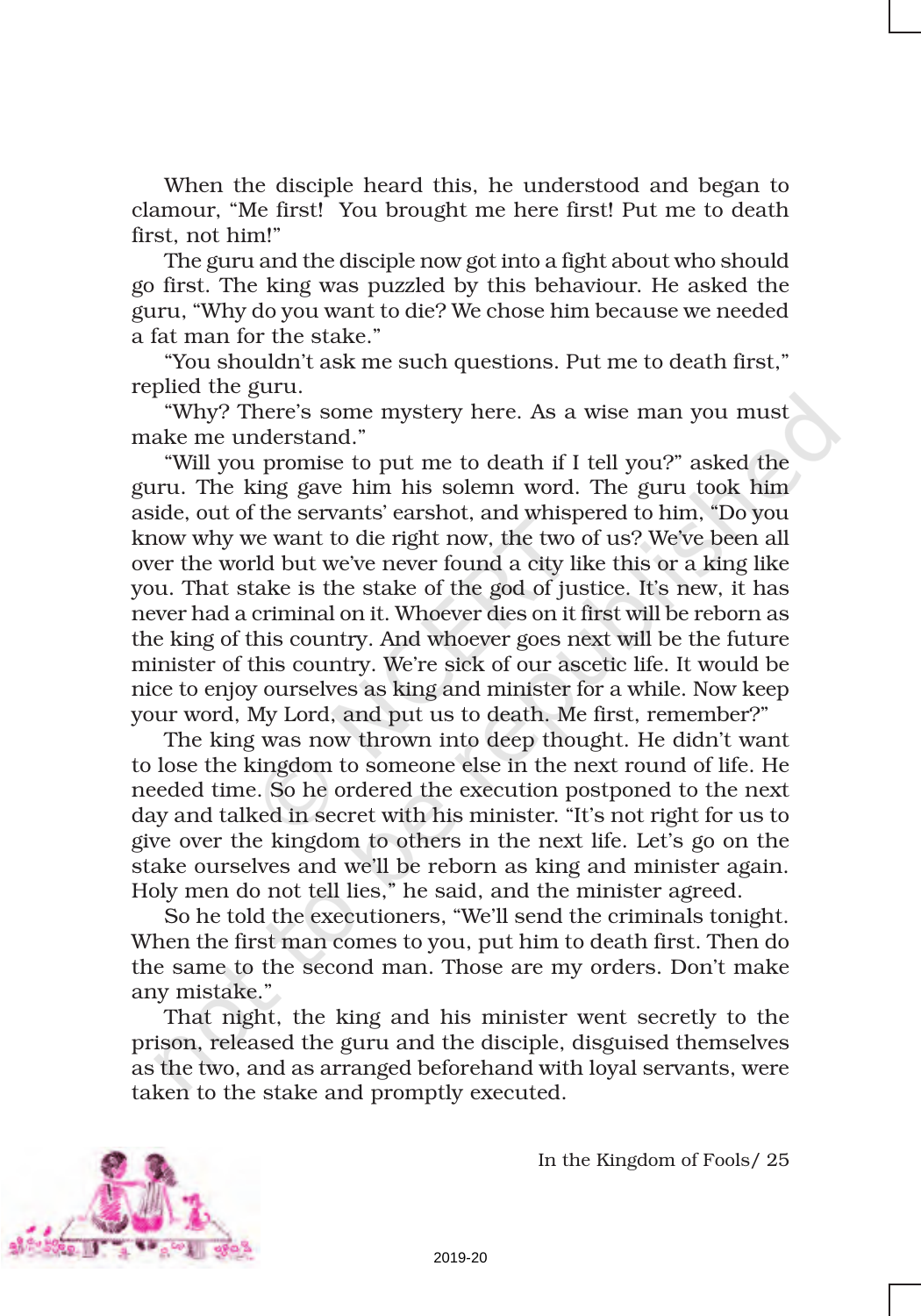When the disciple heard this, he understood and began to clamour, "Me first! You brought me here first! Put me to death first, not him!"

The guru and the disciple now got into a fight about who should go first. The king was puzzled by this behaviour. He asked the guru, "Why do you want to die? We chose him because we needed a fat man for the stake."

"You shouldn't ask me such questions. Put me to death first," replied the guru.

"Why? There's some mystery here. As a wise man you must make me understand."

"Will you promise to put me to death if I tell you?" asked the guru. The king gave him his solemn word. The guru took him aside, out of the servants' earshot, and whispered to him, "Do you know why we want to die right now, the two of us? We've been all over the world but we've never found a city like this or a king like you. That stake is the stake of the god of justice. It's new, it has never had a criminal on it. Whoever dies on it first will be reborn as the king of this country. And whoever goes next will be the future minister of this country. We're sick of our ascetic life. It would be nice to enjoy ourselves as king and minister for a while. Now keep your word, My Lord, and put us to death. Me first, remember?"

The king was now thrown into deep thought. He didn't want to lose the kingdom to someone else in the next round of life. He needed time. So he ordered the execution postponed to the next day and talked in secret with his minister. "It's not right for us to give over the kingdom to others in the next life. Let's go on the stake ourselves and we'll be reborn as king and minister again. Holy men do not tell lies," he said, and the minister agreed.

So he told the executioners, "We'll send the criminals tonight. When the first man comes to you, put him to death first. Then do the same to the second man. Those are my orders. Don't make any mistake."

That night, the king and his minister went secretly to the prison, released the guru and the disciple, disguised themselves as the two, and as arranged beforehand with loyal servants, were taken to the stake and promptly executed.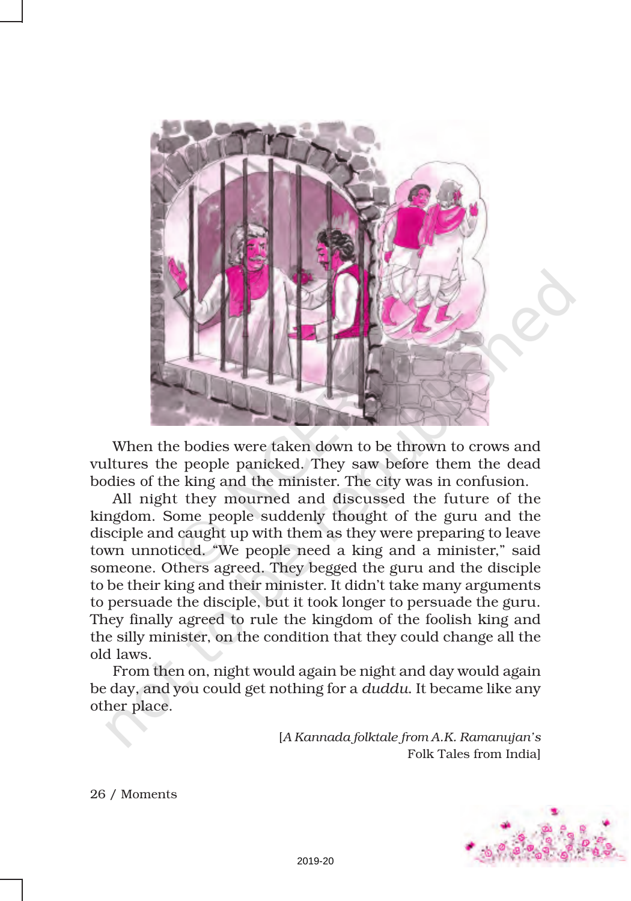When the bodies were taken down to be thrown to crows and vultures the people panicked. They saw before them the dead bodies of the king and the minister. The city was in confusion.

All night they mourned and discussed the future of the kingdom. Some people suddenly thought of the guru and the disciple and caught up with them as they were preparing to leave town unnoticed. "We people need a king and a minister," said someone. Others agreed. They begged the guru and the disciple to be their king and their minister. It didn't take many arguments to persuade the disciple, but it took longer to persuade the guru. They finally agreed to rule the kingdom of the foolish king and the silly minister, on the condition that they could change all the old laws.

From then on, night would again be night and day would again be day, and you could get nothing for a *duddu*. It became like any other place.

[*A Kannada folktale from A.K. Ramanujan's* Folk Tales from India]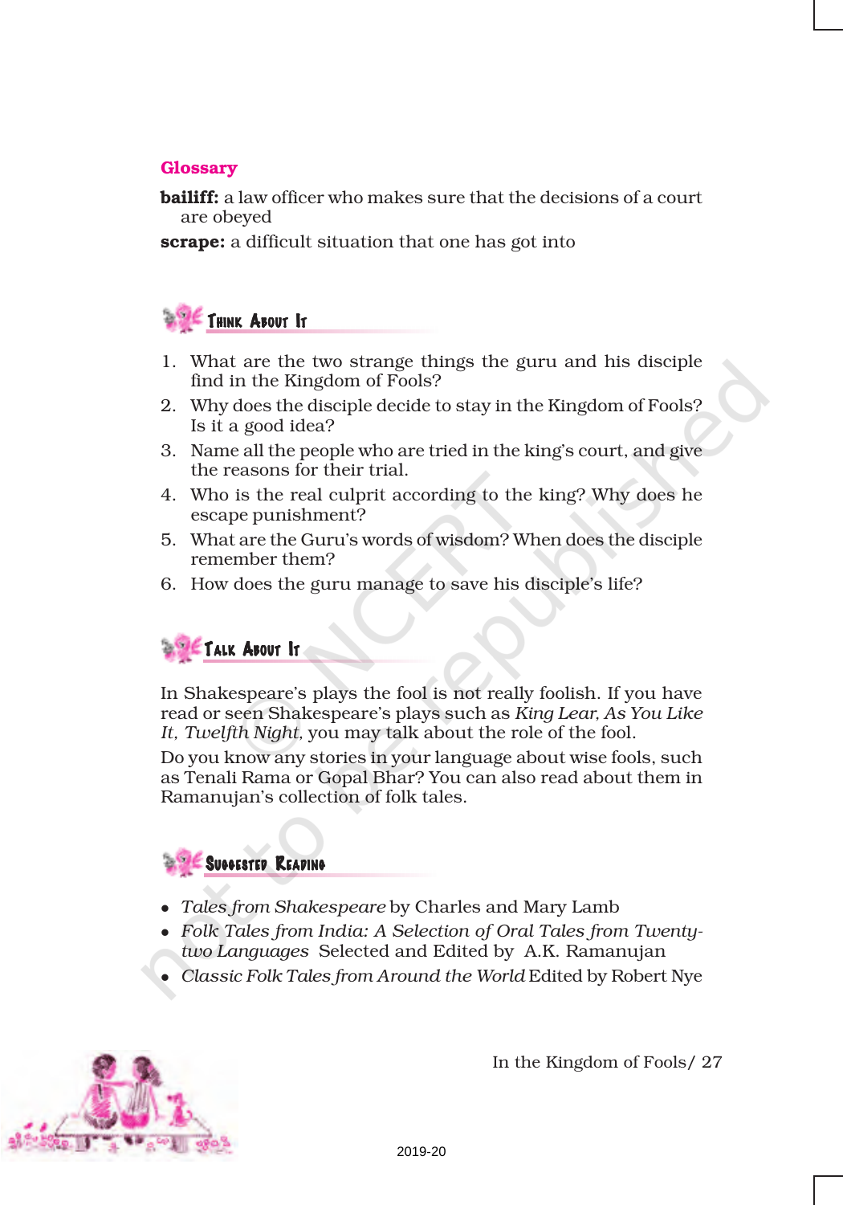## Glossary

**bailiff:** a law officer who makes sure that the decisions of a court are obeyed

**scrape:** a difficult situation that one has got into

## Think About It

1. What are the two strange things the guru and his disciple find in the Kingdom of Fools?
2. Why does the disciple decide to stay in the Kingdom of Fools? Is it a good idea?
3. Name all the people who are tried in the king's court, and give the reasons for their trial.
4. Who is the real culprit according to the king? Why does he escape punishment?
5. What are the Guru's words of wisdom? When does the disciple remember them?
6. How does the guru manage to save his disciple's life?

## Talk About It

In Shakespeare's plays the fool is not really foolish. If you have read or seen Shakespeare's plays such as *King Lear, As You Like It, Twelfth Night*, you may talk about the role of the fool.

Do you know any stories in your language about wise fools, such as Tenali Rama or Gopal Bhar? You can also read about them in Ramanujan's collection of folk tales.

## Suggested Reading

- *Tales from Shakespeare* by Charles and Mary Lamb
- *Folk Tales from India: A Selection of Oral Tales from Twenty-two Languages* Selected and Edited by A.K. Ramanujan
- *Classic Folk Tales from Around the World* Edited by Robert Nye